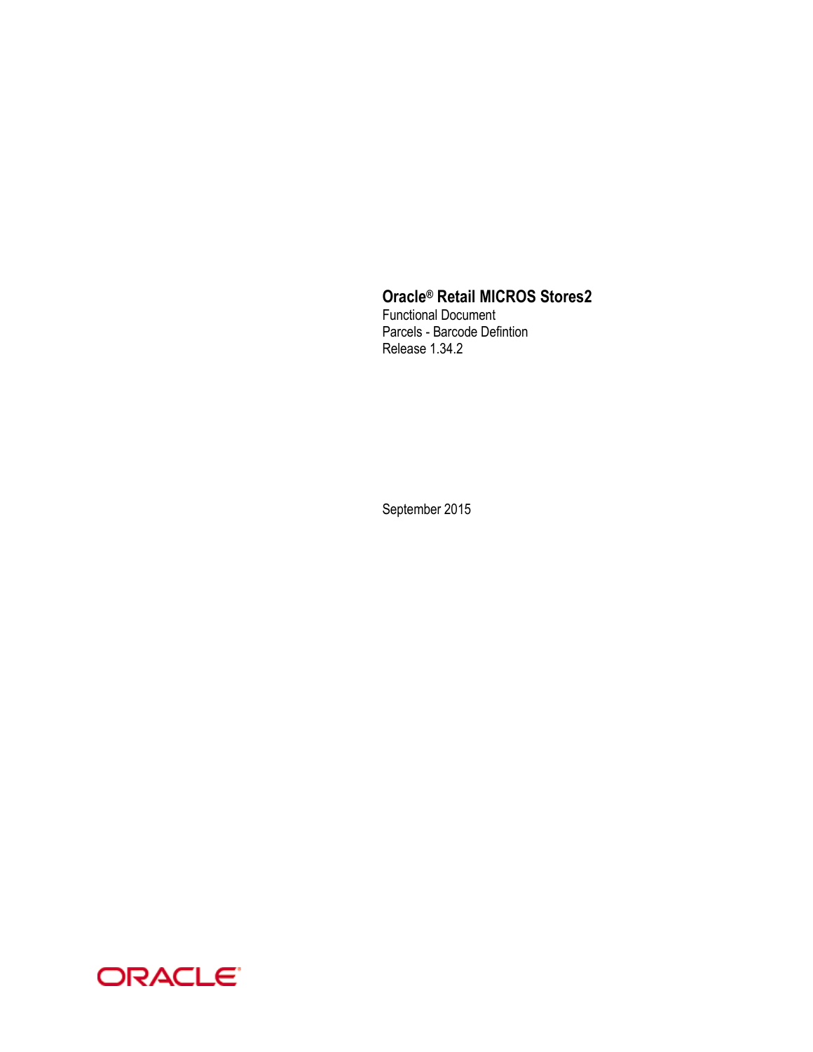**Oracle® Retail MICROS Stores2**

Functional Document

Parcels - Barcode Defintion

Release 1.34.2

September 2015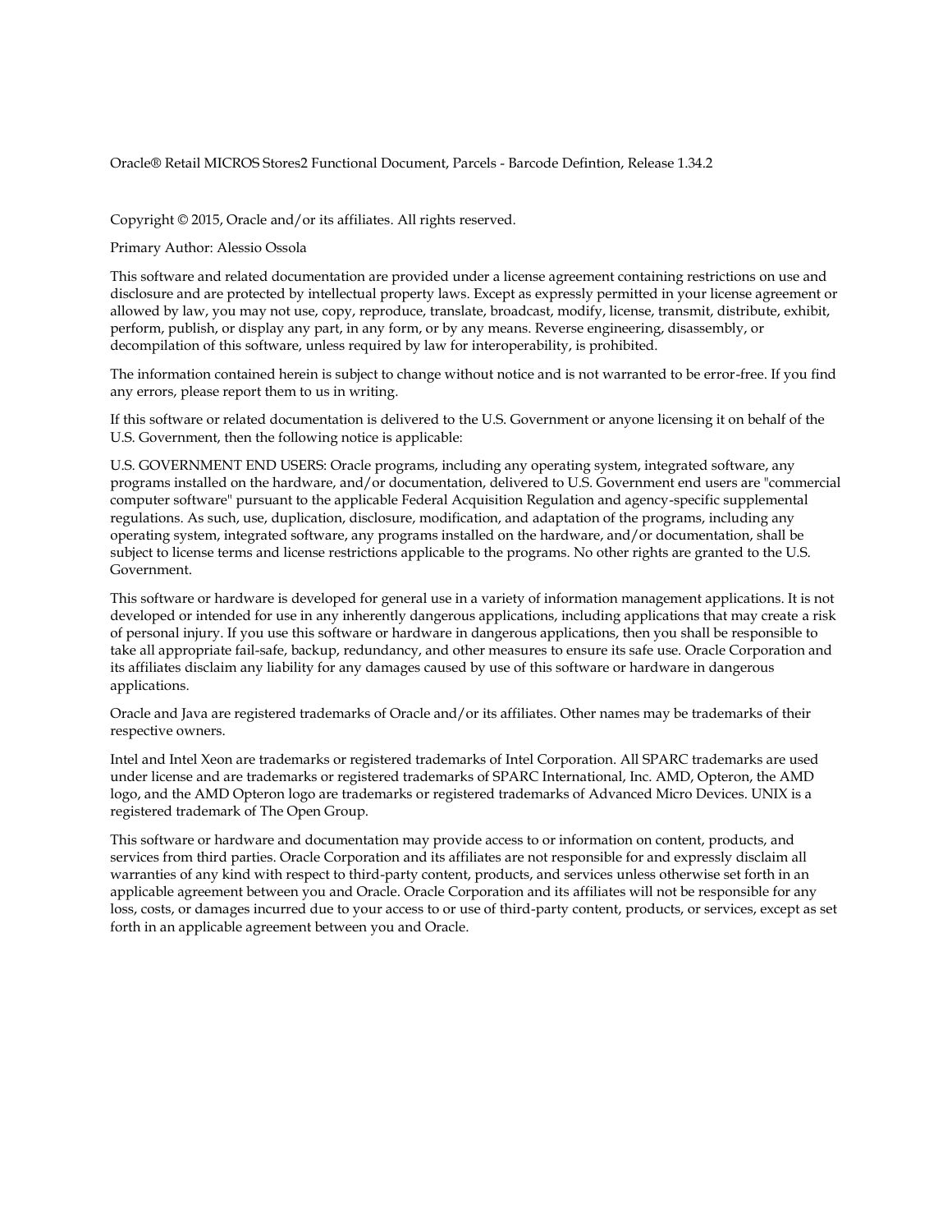Oracle® Retail MICROS Stores2 Functional Document, Parcels - Barcode Defintion, Release 1.34.2

Copyright © 2015, Oracle and/or its affiliates. All rights reserved.

Primary Author: Alessio Ossola

This software and related documentation are provided under a license agreement containing restrictions on use and disclosure and are protected by intellectual property laws. Except as expressly permitted in your license agreement or allowed by law, you may not use, copy, reproduce, translate, broadcast, modify, license, transmit, distribute, exhibit, perform, publish, or display any part, in any form, or by any means. Reverse engineering, disassembly, or decompilation of this software, unless required by law for interoperability, is prohibited.

The information contained herein is subject to change without notice and is not warranted to be error-free. If you find any errors, please report them to us in writing.

If this software or related documentation is delivered to the U.S. Government or anyone licensing it on behalf of the U.S. Government, then the following notice is applicable:

U.S. GOVERNMENT END USERS: Oracle programs, including any operating system, integrated software, any programs installed on the hardware, and/or documentation, delivered to U.S. Government end users are "commercial computer software" pursuant to the applicable Federal Acquisition Regulation and agency-specific supplemental regulations. As such, use, duplication, disclosure, modification, and adaptation of the programs, including any operating system, integrated software, any programs installed on the hardware, and/or documentation, shall be subject to license terms and license restrictions applicable to the programs. No other rights are granted to the U.S. Government.

This software or hardware is developed for general use in a variety of information management applications. It is not developed or intended for use in any inherently dangerous applications, including applications that may create a risk of personal injury. If you use this software or hardware in dangerous applications, then you shall be responsible to take all appropriate fail-safe, backup, redundancy, and other measures to ensure its safe use. Oracle Corporation and its affiliates disclaim any liability for any damages caused by use of this software or hardware in dangerous applications.

Oracle and Java are registered trademarks of Oracle and/or its affiliates. Other names may be trademarks of their respective owners.

Intel and Intel Xeon are trademarks or registered trademarks of Intel Corporation. All SPARC trademarks are used under license and are trademarks or registered trademarks of SPARC International, Inc. AMD, Opteron, the AMD logo, and the AMD Opteron logo are trademarks or registered trademarks of Advanced Micro Devices. UNIX is a registered trademark of The Open Group.

This software or hardware and documentation may provide access to or information on content, products, and services from third parties. Oracle Corporation and its affiliates are not responsible for and expressly disclaim all warranties of any kind with respect to third-party content, products, and services unless otherwise set forth in an applicable agreement between you and Oracle. Oracle Corporation and its affiliates will not be responsible for any loss, costs, or damages incurred due to your access to or use of third-party content, products, or services, except as set forth in an applicable agreement between you and Oracle.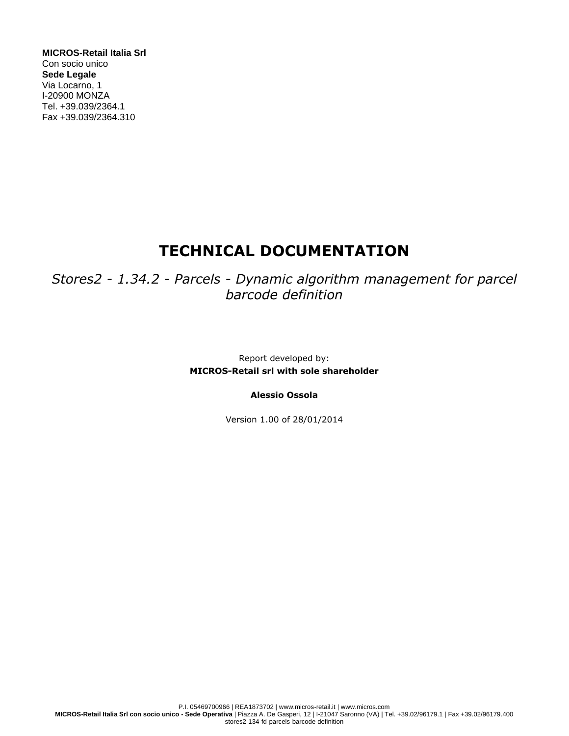**MICROS-Retail Italia Srl**
Con socio unico
**Sede Legale**
Via Locarno, 1
I-20900 MONZA
Tel. +39.039/2364.1
Fax +39.039/2364.310

# TECHNICAL DOCUMENTATION

*Stores2 - 1.34.2 - Parcels - Dynamic algorithm management for parcel barcode definition*

Report developed by:
**MICROS-Retail srl with sole shareholder**

**Alessio Ossola**

Version 1.00 of 28/01/2014

P.I. 05469700966 | REA1873702 | www.micros-retail.it | www.micros.com
**MICROS-Retail Italia Srl con socio unico - Sede Operativa** | Piazza A. De Gasperi, 12 | I-21047 Saronno (VA) | Tel. +39.02/96179.1 | Fax +39.02/96179.400
stores2-134-fd-parcels-barcode definition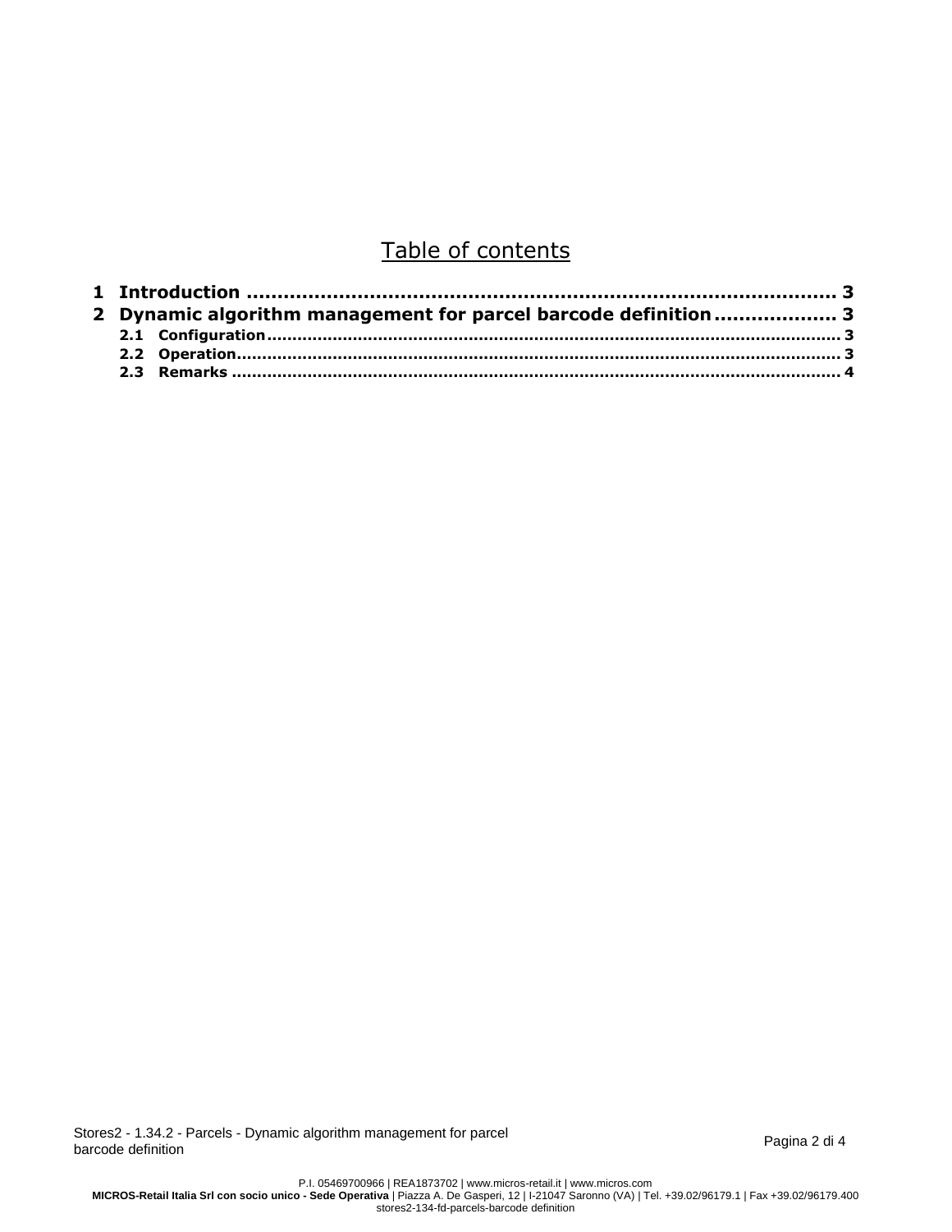# Table of contents

**1 Introduction ........................................................................................... 3**

**2 Dynamic algorithm management for parcel barcode definition ................... 3**

- **2.1 Configuration ........................................................................................................... 3**
- **2.2 Operation ................................................................................................................. 3**
- **2.3 Remarks ................................................................................................................... 4**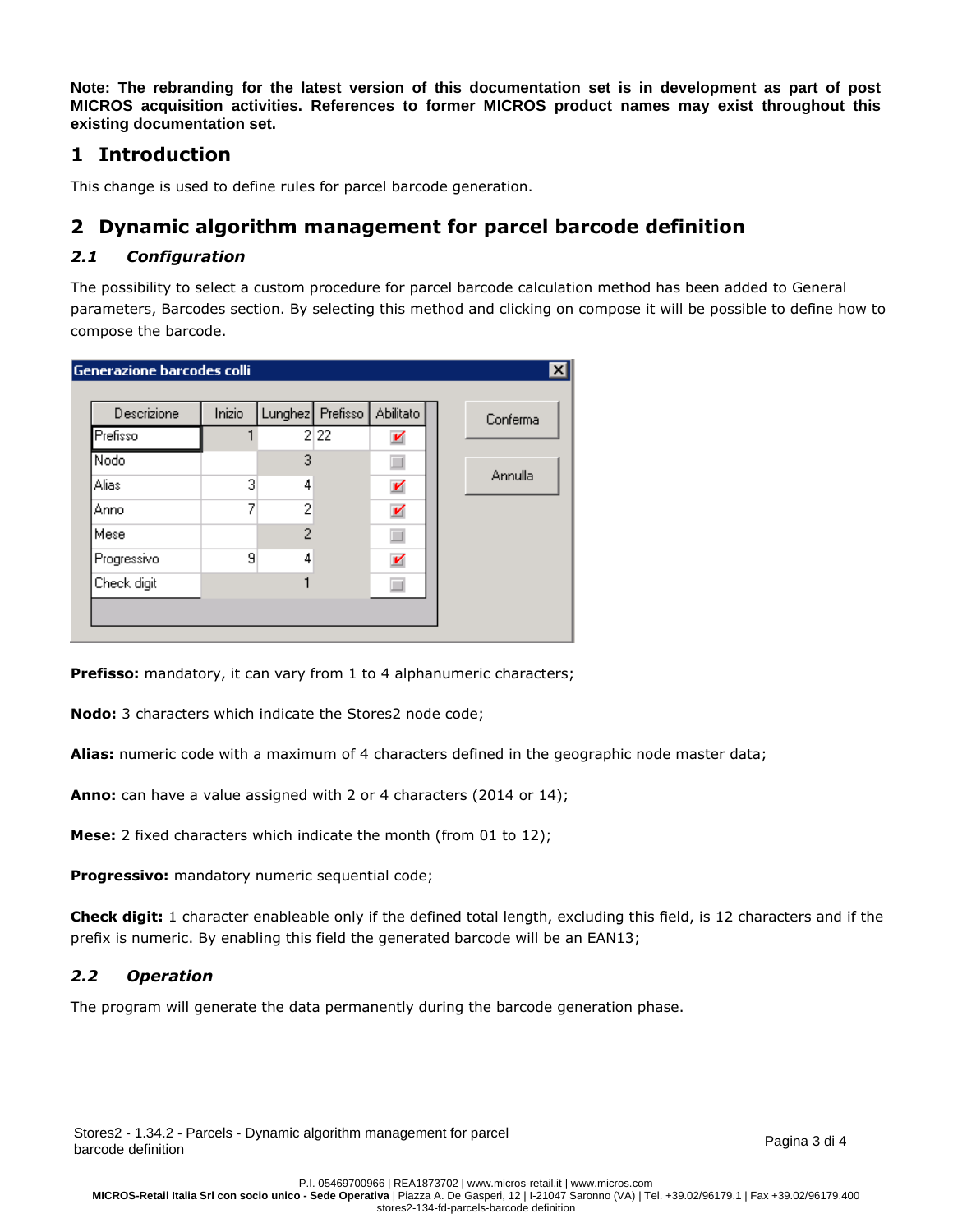**Note: The rebranding for the latest version of this documentation set is in development as part of post MICROS acquisition activities. References to former MICROS product names may exist throughout this existing documentation set.**

# 1 Introduction

This change is used to define rules for parcel barcode generation.

# 2 Dynamic algorithm management for parcel barcode definition

## *2.1 Configuration*

The possibility to select a custom procedure for parcel barcode calculation method has been added to General parameters, Barcodes section. By selecting this method and clicking on compose it will be possible to define how to compose the barcode.

**Generazione barcodes colli**

| Descrizione | Inizio | Lunghez | Prefisso | Abilitato |
|---|---|---|---|---|
| Prefisso | 1 | 2 | 22 | ☑ |
| Nodo | | 3 | | ☐ |
| Alias | 3 | 4 | | ☑ |
| Anno | 7 | 2 | | ☑ |
| Mese | | 2 | | ☐ |
| Progressivo | 9 | 4 | | ☑ |
| Check digit | | 1 | | ☐ |

Conferma | Annulla

**Prefisso:** mandatory, it can vary from 1 to 4 alphanumeric characters;

**Nodo:** 3 characters which indicate the Stores2 node code;

**Alias:** numeric code with a maximum of 4 characters defined in the geographic node master data;

**Anno:** can have a value assigned with 2 or 4 characters (2014 or 14);

**Mese:** 2 fixed characters which indicate the month (from 01 to 12);

**Progressivo:** mandatory numeric sequential code;

**Check digit:** 1 character enableable only if the defined total length, excluding this field, is 12 characters and if the prefix is numeric. By enabling this field the generated barcode will be an EAN13;

## *2.2 Operation*

The program will generate the data permanently during the barcode generation phase.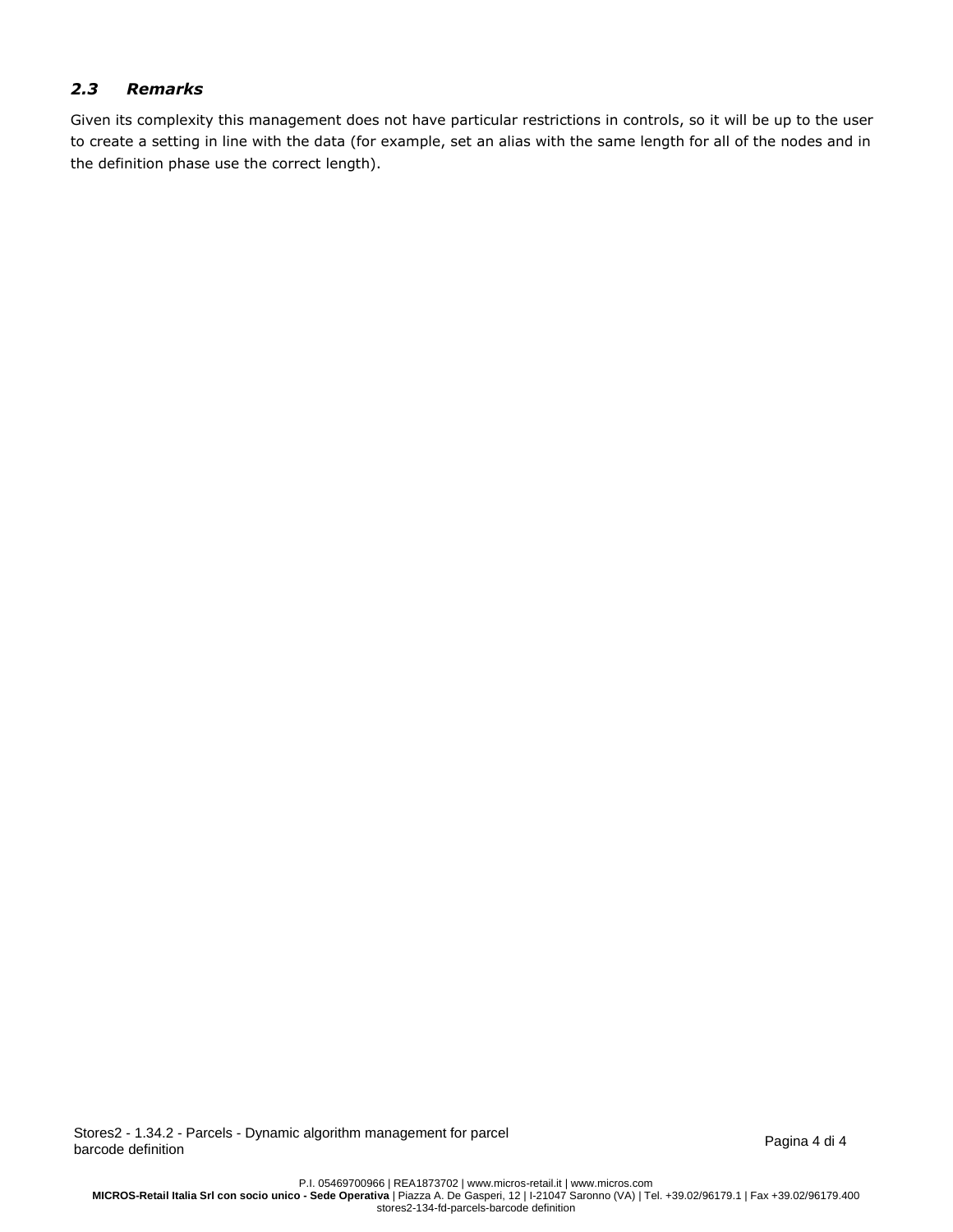### *2.3 Remarks*

Given its complexity this management does not have particular restrictions in controls, so it will be up to the user to create a setting in line with the data (for example, set an alias with the same length for all of the nodes and in the definition phase use the correct length).